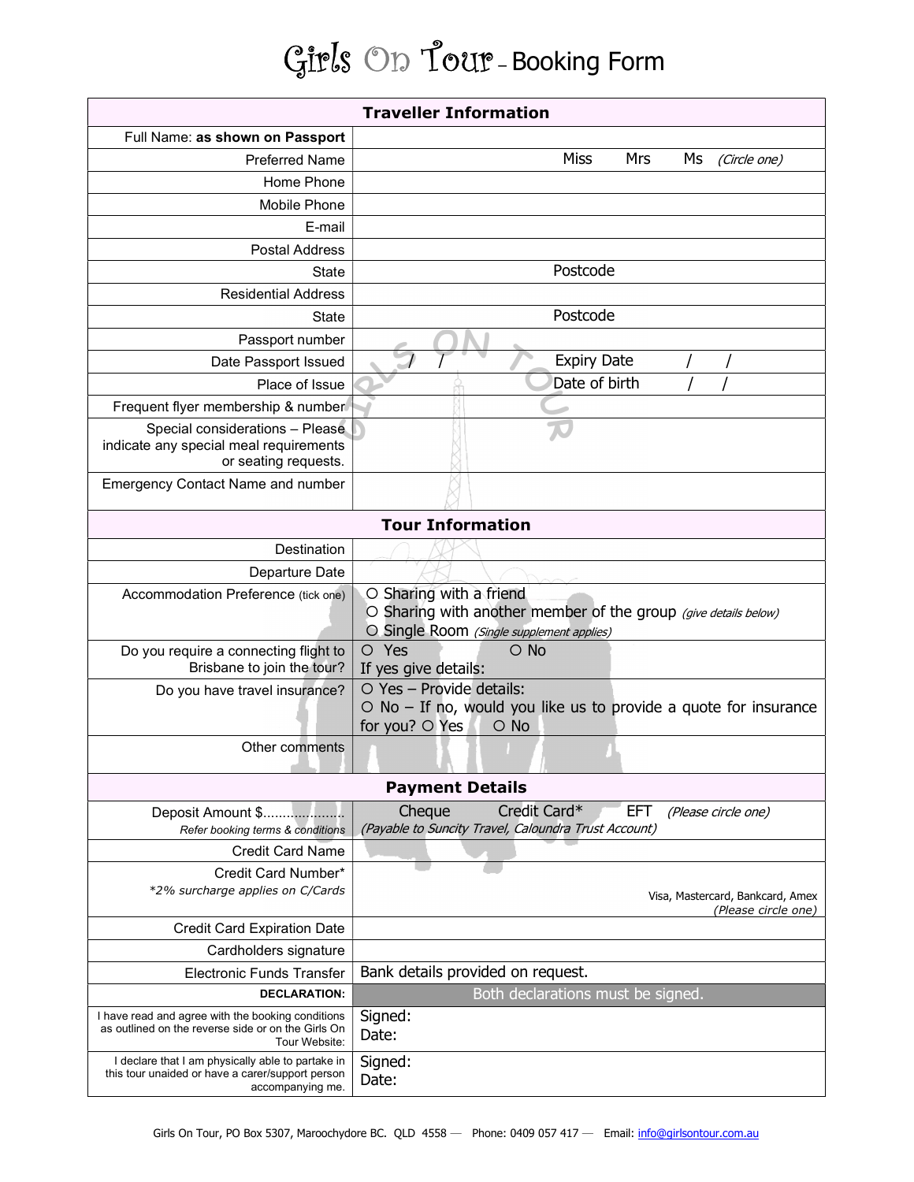# Girls On Tour – Booking Form

| Traveller Information | |
|---|---|
| Full Name: **as shown on Passport** | |
| Preferred Name | Miss Mrs Ms *(Circle one)* |
| Home Phone | |
| Mobile Phone | |
| E-mail | |
| Postal Address | |
| State | Postcode |
| Residential Address | |
| State | Postcode |
| Passport number | |
| Date Passport Issued | / / Expiry Date / / |
| Place of Issue | Date of birth / / |
| Frequent flyer membership & number | |
| Special considerations – Please indicate any special meal requirements or seating requests. | |
| Emergency Contact Name and number | |

| Tour Information | |
|---|---|
| Destination | |
| Departure Date | |
| Accommodation Preference (tick one) | ○ Sharing with a friend<br>○ Sharing with another member of the group *(give details below)*<br>○ Single Room *(Single supplement applies)* |
| Do you require a connecting flight to Brisbane to join the tour? | ○ Yes ○ No<br>If yes give details: |
| Do you have travel insurance? | ○ Yes – Provide details:<br>○ No – If no, would you like us to provide a quote for insurance for you? ○ Yes ○ No |
| Other comments | |

| Payment Details | |
|---|---|
| Deposit Amount $.....................<br>*Refer booking terms & conditions* | Cheque Credit Card* EFT *(Please circle one)*<br>*(Payable to Suncity Travel, Caloundra Trust Account)* |
| Credit Card Name | |
| Credit Card Number*<br>**2% surcharge applies on C/Cards* | Visa, Mastercard, Bankcard, Amex<br>*(Please circle one)* |
| Credit Card Expiration Date | |
| Cardholders signature | |
| Electronic Funds Transfer | Bank details provided on request. |
| **DECLARATION:** | Both declarations must be signed. |
| I have read and agree with the booking conditions as outlined on the reverse side or on the Girls On Tour Website: | Signed:<br>Date: |
| I declare that I am physically able to partake in this tour unaided or have a carer/support person accompanying me. | Signed:<br>Date: |

Girls On Tour, PO Box 5307, Maroochydore BC. QLD 4558 — Phone: 0409 057 417 — Email: info@girlsontour.com.au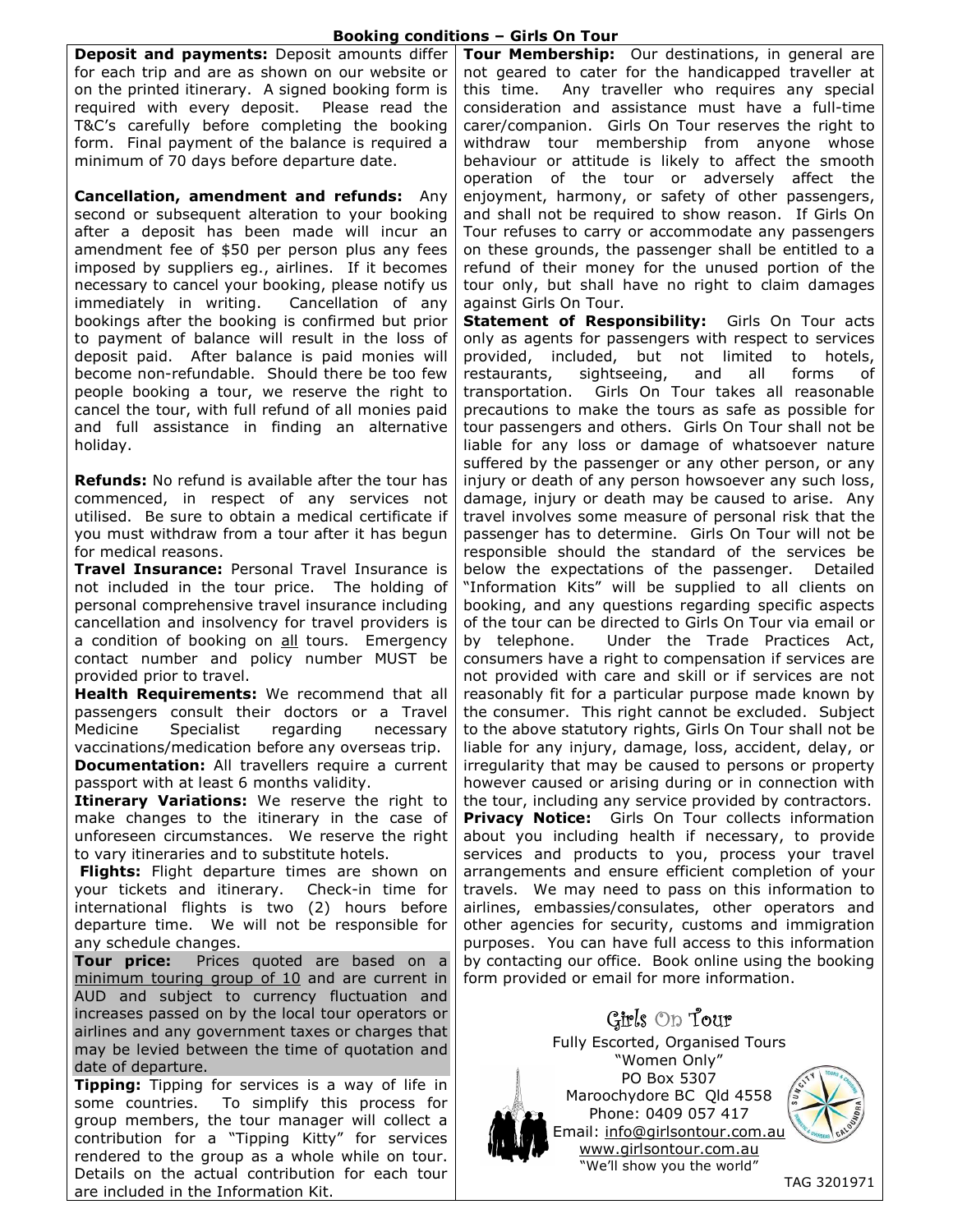# Booking conditions – Girls On Tour

**Deposit and payments:** Deposit amounts differ for each trip and are as shown on our website or on the printed itinerary. A signed booking form is required with every deposit. Please read the T&C's carefully before completing the booking form. Final payment of the balance is required a minimum of 70 days before departure date.

**Cancellation, amendment and refunds:** Any second or subsequent alteration to your booking after a deposit has been made will incur an amendment fee of $50 per person plus any fees imposed by suppliers eg., airlines. If it becomes necessary to cancel your booking, please notify us immediately in writing. Cancellation of any bookings after the booking is confirmed but prior to payment of balance will result in the loss of deposit paid. After balance is paid monies will become non-refundable. Should there be too few people booking a tour, we reserve the right to cancel the tour, with full refund of all monies paid and full assistance in finding an alternative holiday.

**Refunds:** No refund is available after the tour has commenced, in respect of any services not utilised. Be sure to obtain a medical certificate if you must withdraw from a tour after it has begun for medical reasons.

**Travel Insurance:** Personal Travel Insurance is not included in the tour price. The holding of personal comprehensive travel insurance including cancellation and insolvency for travel providers is a condition of booking on all tours. Emergency contact number and policy number MUST be provided prior to travel.

**Health Requirements:** We recommend that all passengers consult their doctors or a Travel Medicine Specialist regarding necessary vaccinations/medication before any overseas trip.

**Documentation:** All travellers require a current passport with at least 6 months validity.

**Itinerary Variations:** We reserve the right to make changes to the itinerary in the case of unforeseen circumstances. We reserve the right to vary itineraries and to substitute hotels.

**Flights:** Flight departure times are shown on your tickets and itinerary. Check-in time for international flights is two (2) hours before departure time. We will not be responsible for any schedule changes.

**Tour price:** Prices quoted are based on a minimum touring group of 10 and are current in AUD and subject to currency fluctuation and increases passed on by the local tour operators or airlines and any government taxes or charges that may be levied between the time of quotation and date of departure.

**Tipping:** Tipping for services is a way of life in some countries. To simplify this process for group members, the tour manager will collect a contribution for a "Tipping Kitty" for services rendered to the group as a whole while on tour. Details on the actual contribution for each tour are included in the Information Kit.

**Tour Membership:** Our destinations, in general are not geared to cater for the handicapped traveller at this time. Any traveller who requires any special consideration and assistance must have a full-time carer/companion. Girls On Tour reserves the right to withdraw tour membership from anyone whose behaviour or attitude is likely to affect the smooth operation of the tour or adversely affect the enjoyment, harmony, or safety of other passengers, and shall not be required to show reason. If Girls On Tour refuses to carry or accommodate any passengers on these grounds, the passenger shall be entitled to a refund of their money for the unused portion of the tour only, but shall have no right to claim damages against Girls On Tour.

**Statement of Responsibility:** Girls On Tour acts only as agents for passengers with respect to services provided, included, but not limited to hotels, restaurants, sightseeing, and all forms of transportation. Girls On Tour takes all reasonable precautions to make the tours as safe as possible for tour passengers and others. Girls On Tour shall not be liable for any loss or damage of whatsoever nature suffered by the passenger or any other person, or any injury or death of any person howsoever any such loss, damage, injury or death may be caused to arise. Any travel involves some measure of personal risk that the passenger has to determine. Girls On Tour will not be responsible should the standard of the services be below the expectations of the passenger. Detailed "Information Kits" will be supplied to all clients on booking, and any questions regarding specific aspects of the tour can be directed to Girls On Tour via email or by telephone. Under the Trade Practices Act, consumers have a right to compensation if services are not provided with care and skill or if services are not reasonably fit for a particular purpose made known by the consumer. This right cannot be excluded. Subject to the above statutory rights, Girls On Tour shall not be liable for any injury, damage, loss, accident, delay, or irregularity that may be caused to persons or property however caused or arising during or in connection with the tour, including any service provided by contractors.

**Privacy Notice:** Girls On Tour collects information about you including health if necessary, to provide services and products to you, process your travel arrangements and ensure efficient completion of your travels. We may need to pass on this information to airlines, embassies/consulates, other operators and other agencies for security, customs and immigration purposes. You can have full access to this information by contacting our office. Book online using the booking form provided or email for more information.

Girls On Tour

Fully Escorted, Organised Tours

"Women Only"

PO Box 5307

Maroochydore BC Qld 4558

Phone: 0409 057 417

Email: info@girlsontour.com.au

www.girlsontour.com.au

"We'll show you the world"

TAG 3201971